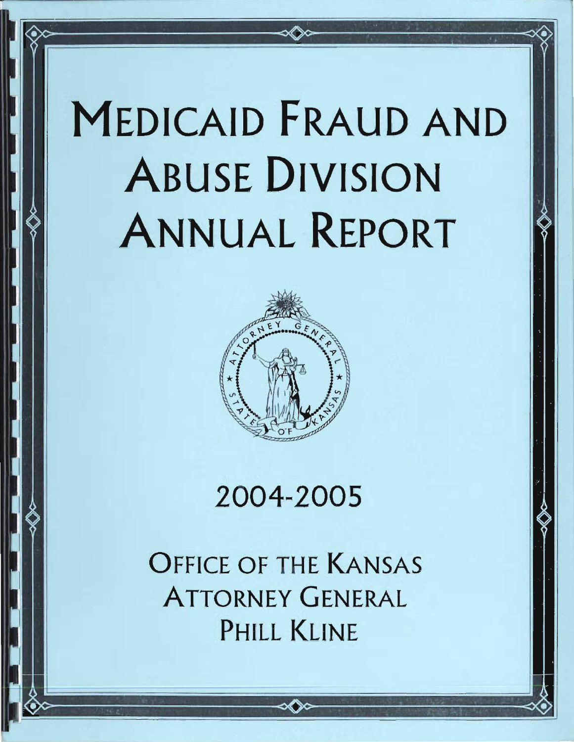# MEDICAID FRAUD AND ABUSE DIVISION ANNUAL REPORT

2004-2005

OFFICE OF THE KANSAS ATTORNEY GENERAL PHILL KLINE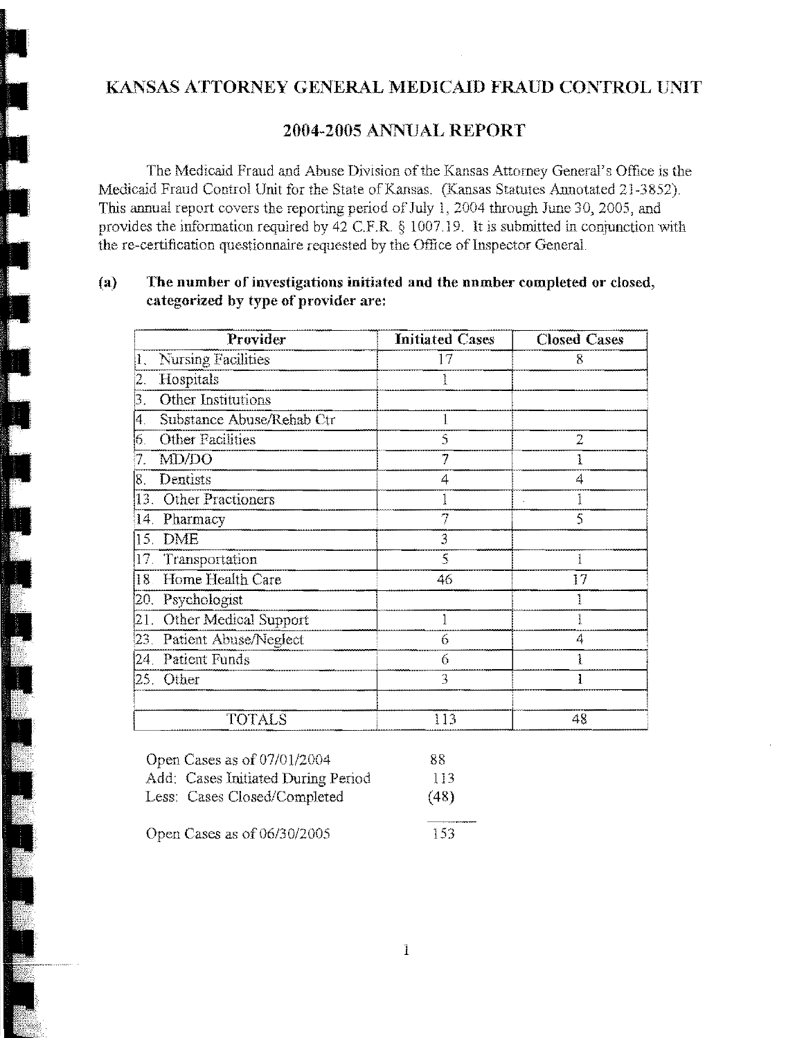# KANSAS ATTORNEY GENERAL MEDICAID FRAUD CONTROL UNIT

## 2004-2005 ANNUAL REPORT

The Medicaid Fraud and Abuse Division of the Kansas Attorney General's Office is the Medicaid Fraud Control Unit for the State of Kansas. (Kansas Statutes Annotated 21-3852). This annual report covers the reporting period of July 1, 2004 through June 30, 2005, and provides the information required by 42 C.F.R. § 1007.19. It is submitted in conjunction with the re-certification questionnaire requested by the Office of Inspector General.

**(a) The number of investigations initiated and the nmmber completed or closed, categorized by type of provider are:**

| Provider | Initiated Cases | Closed Cases |
|---|---|---|
| 1. Nursing Facilities | 17 | 8 |
| 2. Hospitals | 1 | |
| 3. Other Institutions | | |
| 4. Substance Abuse/Rehab Ctr | 1 | |
| 6. Other Facilities | 5 | 2 |
| 7. MD/DO | 7 | 1 |
| 8. Dentists | 4 | 4 |
| 13. Other Practioners | 1 | 1 |
| 14. Pharmacy | 7 | 5 |
| 15. DME | 3 | |
| 17. Transportation | 5 | 1 |
| 18 Home Health Care | 46 | 17 |
| 20. Psychologist | | 1 |
| 21. Other Medical Support | 1 | 1 |
| 23. Patient Abuse/Neglect | 6 | 4 |
| 24. Patient Funds | 6 | 1 |
| 25. Other | 3 | 1 |
| | | |
| TOTALS | 113 | 48 |

| | |
|---|---|
| Open Cases as of 07/01/2004 | 88 |
| Add: Cases Initiated During Period | 113 |
| Less: Cases Closed/Completed | (48) |
| Open Cases as of 06/30/2005 | 153 |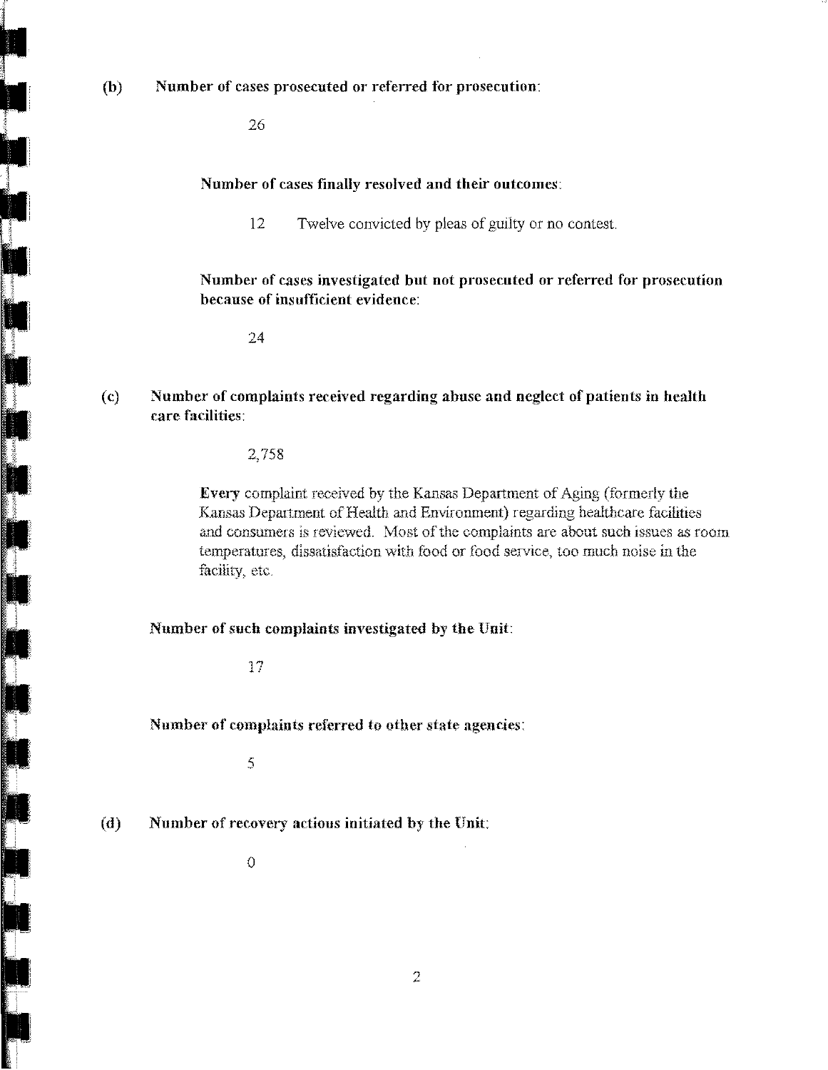**(b) Number of cases prosecuted or referred for prosecution:**

26

**Number of cases finally resolved and their outcomes:**

12 Twelve convicted by pleas of guilty or no contest.

**Number of cases investigated but not prosecuted or referred for prosecution because of insufficient evidence:**

24

**(c) Number of complaints received regarding abuse and neglect of patients in health care facilities:**

2,758

Every complaint received by the Kansas Department of Aging (formerly the Kansas Department of Health and Environment) regarding healthcare facilities and consumers is reviewed. Most of the complaints are about such issues as room temperatures, dissatisfaction with food or food service, too much noise in the facility, etc.

**Number of such complaints investigated by the Unit:**

17

**Number of complaints referred to other state agencies:**

5

**(d) Number of recovery actions initiated by the Unit:**

0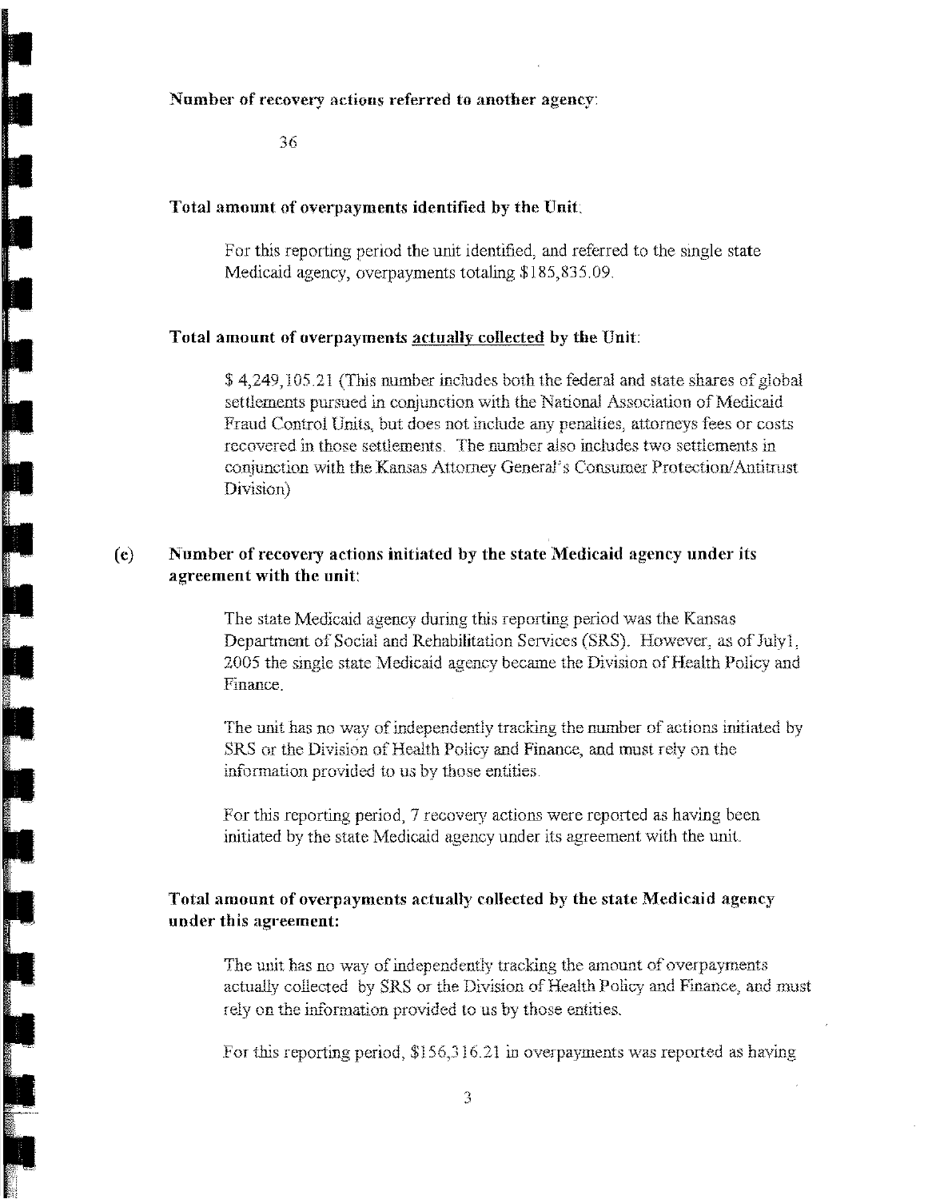**Number of recovery actions referred to another agency:**

36

**Total amount of overpayments identified by the Unit.**

For this reporting period the unit identified, and referred to the single state Medicaid agency, overpayments totaling $185,835.09.

**Total amount of overpayments actually collected by the Unit:**

$ 4,249,105.21 (This number includes both the federal and state shares of global settlements pursued in conjunction with the National Association of Medicaid Fraud Control Units, but does not include any penalties, attorneys fees or costs recovered in those settlements. The number also includes two settlements in conjunction with the Kansas Attorney General's Consumer Protection/Antitrust Division)

**(e) Number of recovery actions initiated by the state Medicaid agency under its agreement with the unit:**

The state Medicaid agency during this reporting period was the Kansas Department of Social and Rehabilitation Services (SRS). However, as of July1, 2005 the single state Medicaid agency became the Division of Health Policy and Finance.

The unit has no way of independently tracking the number of actions initiated by SRS or the Division of Health Policy and Finance, and must rely on the information provided to us by those entities.

For this reporting period, 7 recovery actions were reported as having been initiated by the state Medicaid agency under its agreement with the unit.

**Total amount of overpayments actually collected by the state Medicaid agency under this agreement:**

The unit has no way of independently tracking the amount of overpayments actually collected by SRS or the Division of Health Policy and Finance, and must rely on the information provided to us by those entities.

For this reporting period, $156,316.21 in overpayments was reported as having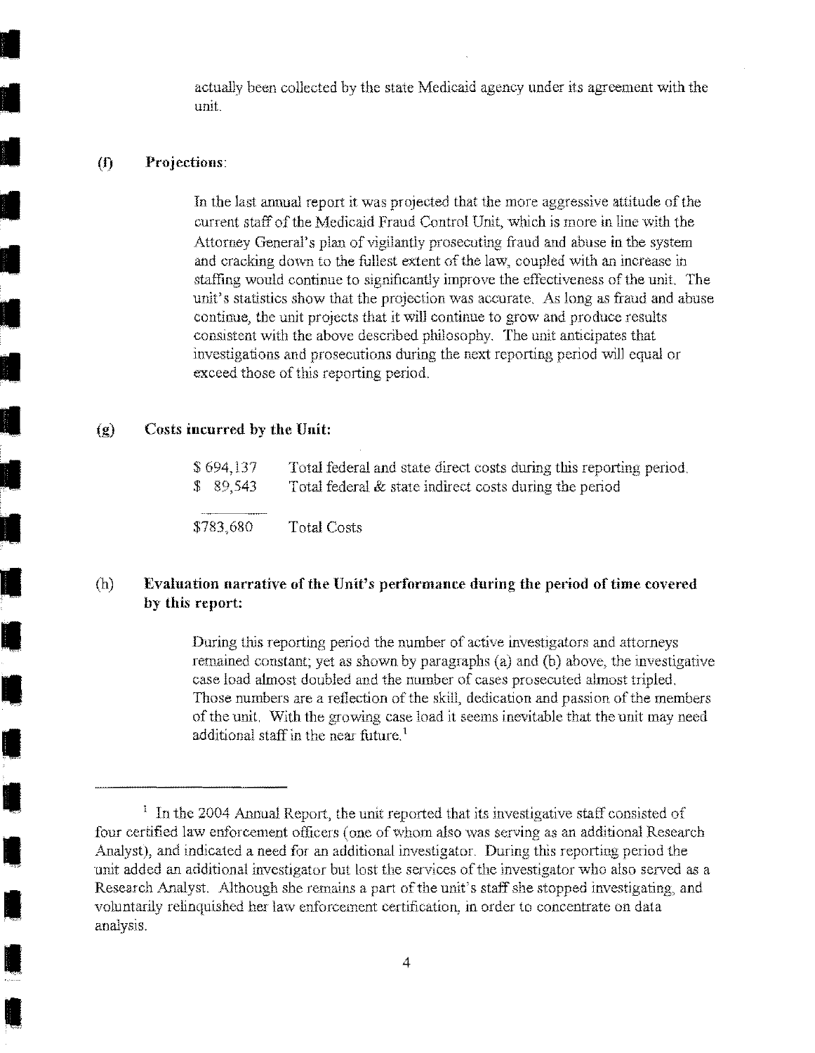actually been collected by the state Medicaid agency under its agreement with the unit.

**(f) Projections:**

In the last annual report it was projected that the more aggressive attitude of the current staff of the Medicaid Fraud Control Unit, which is more in line with the Attorney General's plan of vigilantly prosecuting fraud and abuse in the system and cracking down to the fullest extent of the law, coupled with an increase in staffing would continue to significantly improve the effectiveness of the unit. The unit's statistics show that the projection was accurate. As long as fraud and abuse continue, the unit projects that it will continue to grow and produce results consistent with the above described philosophy. The unit anticipates that investigations and prosecutions during the next reporting period will equal or exceed those of this reporting period.

**(g) Costs incurred by the Unit:**

| | |
|---|---|
| $ 694,137 | Total federal and state direct costs during this reporting period. |
| $ 89,543 | Total federal & state indirect costs during the period |
| $783,680 | Total Costs |

**(h) Evaluation narrative of the Unit's performance during the period of time covered by this report:**

During this reporting period the number of active investigators and attorneys remained constant; yet as shown by paragraphs (a) and (b) above, the investigative case load almost doubled and the number of cases prosecuted almost tripled. Those numbers are a reflection of the skill, dedication and passion of the members of the unit. With the growing case load it seems inevitable that the unit may need additional staff in the near future.[1]

---

[1] In the 2004 Annual Report, the unit reported that its investigative staff consisted of four certified law enforcement officers (one of whom also was serving as an additional Research Analyst), and indicated a need for an additional investigator. During this reporting period the unit added an additional investigator but lost the services of the investigator who also served as a Research Analyst. Although she remains a part of the unit's staff she stopped investigating, and voluntarily relinquished her law enforcement certification, in order to concentrate on data analysis.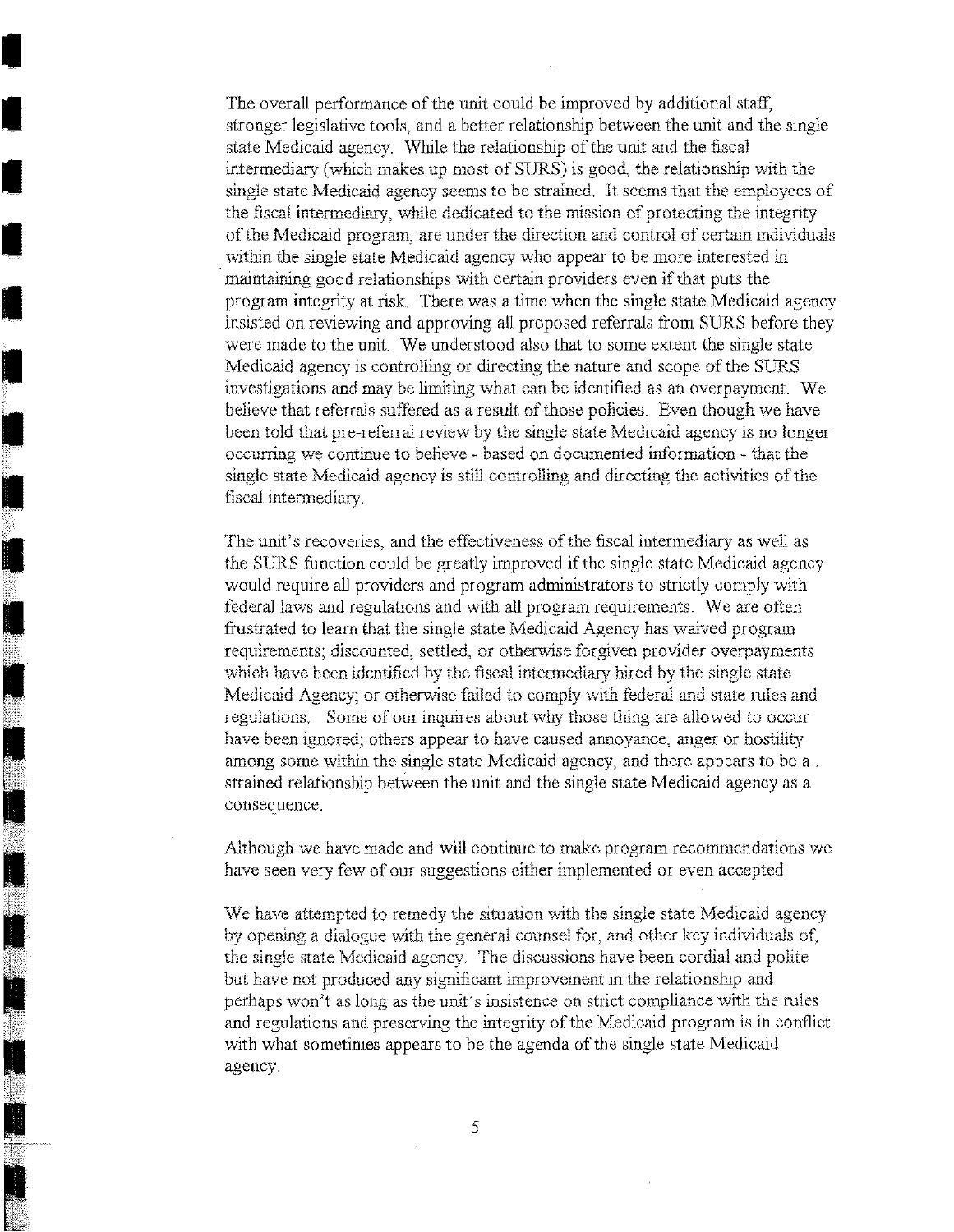The overall performance of the unit could be improved by additional staff, stronger legislative tools, and a better relationship between the unit and the single state Medicaid agency. While the relationship of the unit and the fiscal intermediary (which makes up most of SURS) is good, the relationship with the single state Medicaid agency seems to be strained. It seems that the employees of the fiscal intermediary, while dedicated to the mission of protecting the integrity of the Medicaid program, are under the direction and control of certain individuals within the single state Medicaid agency who appear to be more interested in maintaining good relationships with certain providers even if that puts the program integrity at risk. There was a time when the single state Medicaid agency insisted on reviewing and approving all proposed referrals from SURS before they were made to the unit. We understood also that to some extent the single state Medicaid agency is controlling or directing the nature and scope of the SURS investigations and may be limiting what can be identified as an overpayment. We believe that referrals suffered as a result of those policies. Even though we have been told that pre-referral review by the single state Medicaid agency is no longer occurring we continue to believe - based on documented information - that the single state Medicaid agency is still controlling and directing the activities of the fiscal intermediary.

The unit's recoveries, and the effectiveness of the fiscal intermediary as well as the SURS function could be greatly improved if the single state Medicaid agency would require all providers and program administrators to strictly comply with federal laws and regulations and with all program requirements. We are often frustrated to learn that the single state Medicaid Agency has waived program requirements; discounted, settled, or otherwise forgiven provider overpayments which have been identified by the fiscal intermediary hired by the single state Medicaid Agency; or otherwise failed to comply with federal and state rules and regulations. Some of our inquires about why those thing are allowed to occur have been ignored; others appear to have caused annoyance, anger or hostility among some within the single state Medicaid agency, and there appears to be a strained relationship between the unit and the single state Medicaid agency as a consequence.

Although we have made and will continue to make program recommendations we have seen very few of our suggestions either implemented or even accepted.

We have attempted to remedy the situation with the single state Medicaid agency by opening a dialogue with the general counsel for, and other key individuals of, the single state Medicaid agency. The discussions have been cordial and polite but have not produced any significant improvement in the relationship and perhaps won't as long as the unit's insistence on strict compliance with the rules and regulations and preserving the integrity of the Medicaid program is in conflict with what sometimes appears to be the agenda of the single state Medicaid agency.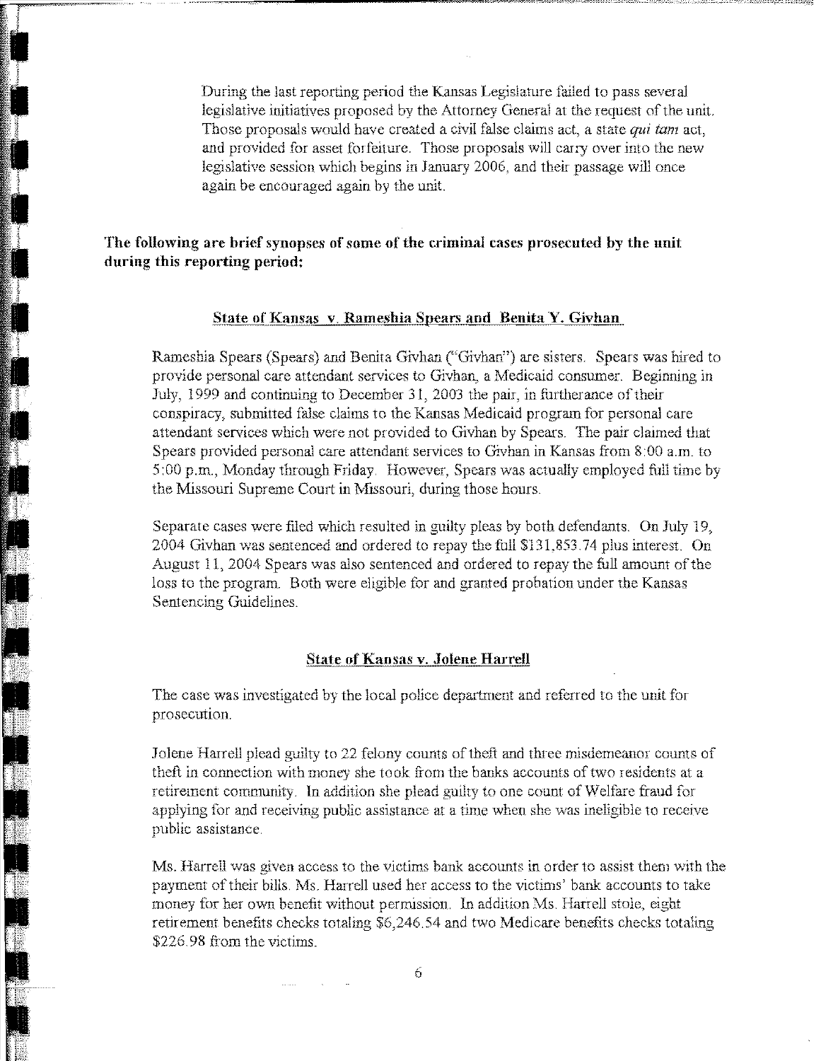During the last reporting period the Kansas Legislature failed to pass several legislative initiatives proposed by the Attorney General at the request of the unit. Those proposals would have created a civil false claims act, a state *qui tam* act, and provided for asset forfeiture. Those proposals will carry over into the new legislative session which begins in January 2006, and their passage will once again be encouraged again by the unit.

**The following are brief synopses of some of the criminal cases prosecuted by the unit during this reporting period:**

**<u>State of Kansas v. Rameshia Spears and Benita Y. Givhan</u>**

Rameshia Spears (Spears) and Benita Givhan ("Givhan") are sisters. Spears was hired to provide personal care attendant services to Givhan, a Medicaid consumer. Beginning in July, 1999 and continuing to December 31, 2003 the pair, in furtherance of their conspiracy, submitted false claims to the Kansas Medicaid program for personal care attendant services which were not provided to Givhan by Spears. The pair claimed that Spears provided personal care attendant services to Givhan in Kansas from 8:00 a.m. to 5:00 p.m., Monday through Friday. However, Spears was actually employed full time by the Missouri Supreme Court in Missouri, during those hours.

Separate cases were filed which resulted in guilty pleas by both defendants. On July 19, 2004 Givhan was sentenced and ordered to repay the full $131,853.74 plus interest. On August 11, 2004 Spears was also sentenced and ordered to repay the full amount of the loss to the program. Both were eligible for and granted probation under the Kansas Sentencing Guidelines.

**<u>State of Kansas v. Jolene Harrell</u>**

The case was investigated by the local police department and referred to the unit for prosecution.

Jolene Harrell plead guilty to 22 felony counts of theft and three misdemeanor counts of theft in connection with money she took from the banks accounts of two residents at a retirement community. In addition she plead guilty to one count of Welfare fraud for applying for and receiving public assistance at a time when she was ineligible to receive public assistance.

Ms. Harrell was given access to the victims bank accounts in order to assist them with the payment of their bills. Ms. Harrell used her access to the victims' bank accounts to take money for her own benefit without permission. In addition Ms. Harrell stole, eight retirement benefits checks totaling $6,246.54 and two Medicare benefits checks totaling $226.98 from the victims.